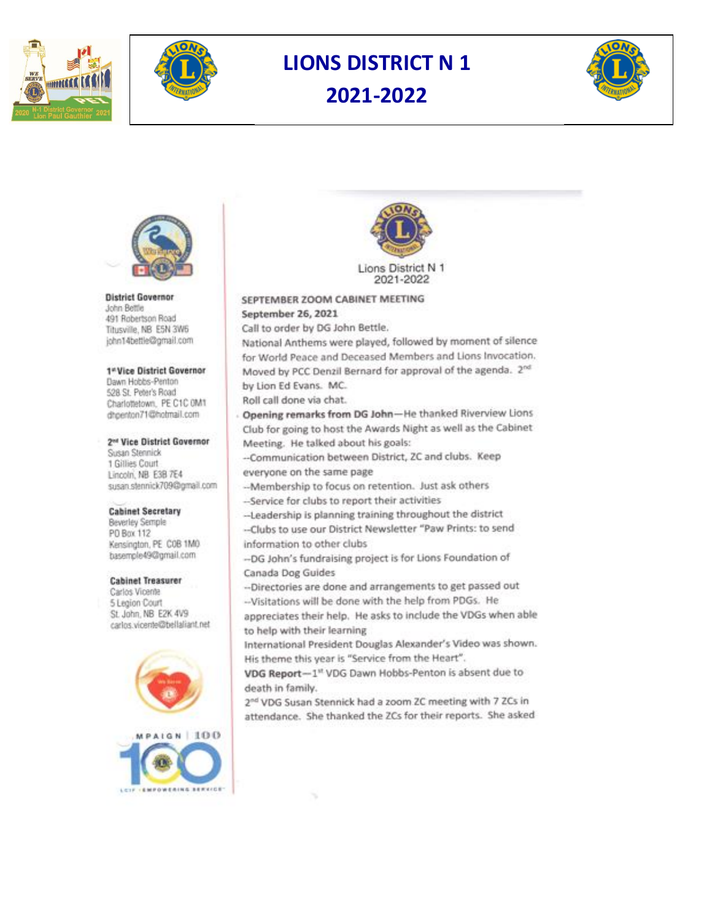# LIONS DISTRICT N 1
## 2021-2022

**District Governor**
John Bettle
491 Robertson Road
Titusville, NB E5N 3W6
john14bettle@gmail.com

**1st Vice District Governor**
Dawn Hobbs-Penton
528 St. Peter's Road
Charlottetown, PE C1C 0M1
dhpenton71@hotmail.com

**2nd Vice District Governor**
Susan Stennick
1 Gillies Court
Lincoln, NB E3B 7E4
susan.stennick709@gmail.com

**Cabinet Secretary**
Beverley Semple
PO Box 112
Kensington, PE C0B 1M0
basemple49@gmail.com

**Cabinet Treasurer**
Carlos Vicente
5 Legion Court
St. John, NB E2K 4V9
carlos.vicente@bellaliant.net

Lions District N 1
2021-2022

**SEPTEMBER ZOOM CABINET MEETING**

**September 26, 2021**

Call to order by DG John Bettle.

National Anthems were played, followed by moment of silence for World Peace and Deceased Members and Lions Invocation.

Moved by PCC Denzil Bernard for approval of the agenda. 2nd by Lion Ed Evans. MC.

Roll call done via chat.

**Opening remarks from DG John**—He thanked Riverview Lions Club for going to host the Awards Night as well as the Cabinet Meeting. He talked about his goals:

--Communication between District, ZC and clubs. Keep everyone on the same page

--Membership to focus on retention. Just ask others

--Service for clubs to report their activities

--Leadership is planning training throughout the district

--Clubs to use our District Newsletter "Paw Prints: to send information to other clubs

--DG John's fundraising project is for Lions Foundation of Canada Dog Guides

--Directories are done and arrangements to get passed out

--Visitations will be done with the help from PDGs. He appreciates their help. He asks to include the VDGs when able to help with their learning

International President Douglas Alexander's Video was shown. His theme this year is "Service from the Heart".

**VDG Report**—1st VDG Dawn Hobbs-Penton is absent due to death in family.

2nd VDG Susan Stennick had a zoom ZC meeting with 7 ZCs in attendance. She thanked the ZCs for their reports. She asked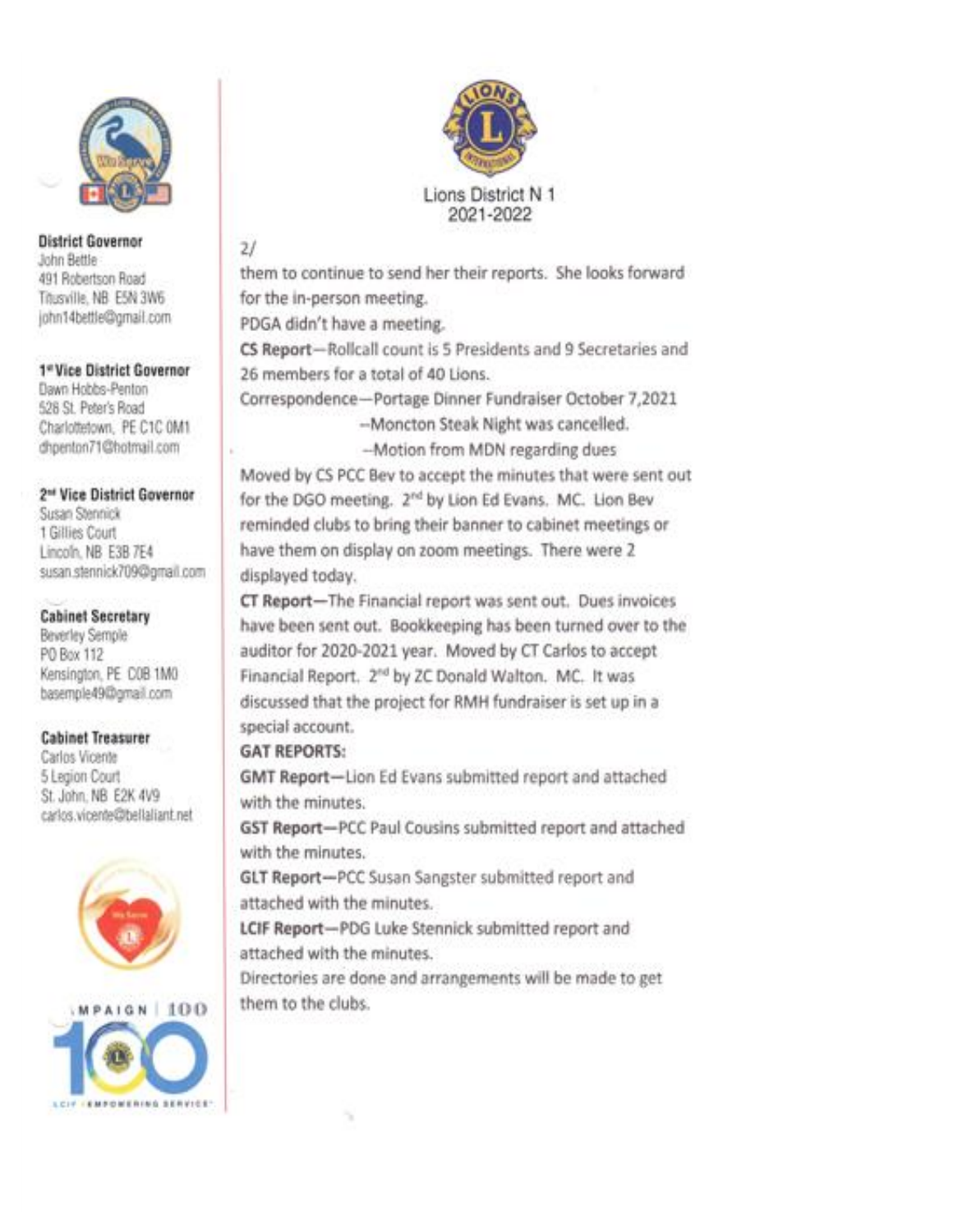Lions District N 1
2021-2022

**District Governor**
John Bettle
491 Robertson Road
Titusville, NB E5N 3W6
john14bettle@gmail.com

**1st Vice District Governor**
Dawn Hobbs-Penton
526 St. Peter's Road
Charlottetown, PE C1C 0M1
dhpenton71@hotmail.com

**2nd Vice District Governor**
Susan Stennick
1 Gillies Court
Lincoln, NB E3B 7E4
susan.stennick709@gmail.com

**Cabinet Secretary**
Beverley Semple
PO Box 112
Kensington, PE C0B 1M0
basemple49@gmail.com

**Cabinet Treasurer**
Carlos Vicente
5 Legion Court
St. John, NB E2K 4V9
carlos.vicente@bellaliant.net

2/

them to continue to send her their reports. She looks forward for the in-person meeting.

PDGA didn't have a meeting.

**CS Report**—Rollcall count is 5 Presidents and 9 Secretaries and 26 members for a total of 40 Lions.

Correspondence—Portage Dinner Fundraiser October 7,2021
—Moncton Steak Night was cancelled.
—Motion from MDN regarding dues

Moved by CS PCC Bev to accept the minutes that were sent out for the DGO meeting. 2nd by Lion Ed Evans. MC. Lion Bev reminded clubs to bring their banner to cabinet meetings or have them on display on zoom meetings. There were 2 displayed today.

**CT Report**—The Financial report was sent out. Dues invoices have been sent out. Bookkeeping has been turned over to the auditor for 2020-2021 year. Moved by CT Carlos to accept Financial Report. 2nd by ZC Donald Walton. MC. It was discussed that the project for RMH fundraiser is set up in a special account.

**GAT REPORTS:**

**GMT Report**—Lion Ed Evans submitted report and attached with the minutes.

**GST Report**—PCC Paul Cousins submitted report and attached with the minutes.

**GLT Report**—PCC Susan Sangster submitted report and attached with the minutes.

**LCIF Report**—PDG Luke Stennick submitted report and attached with the minutes.

Directories are done and arrangements will be made to get them to the clubs.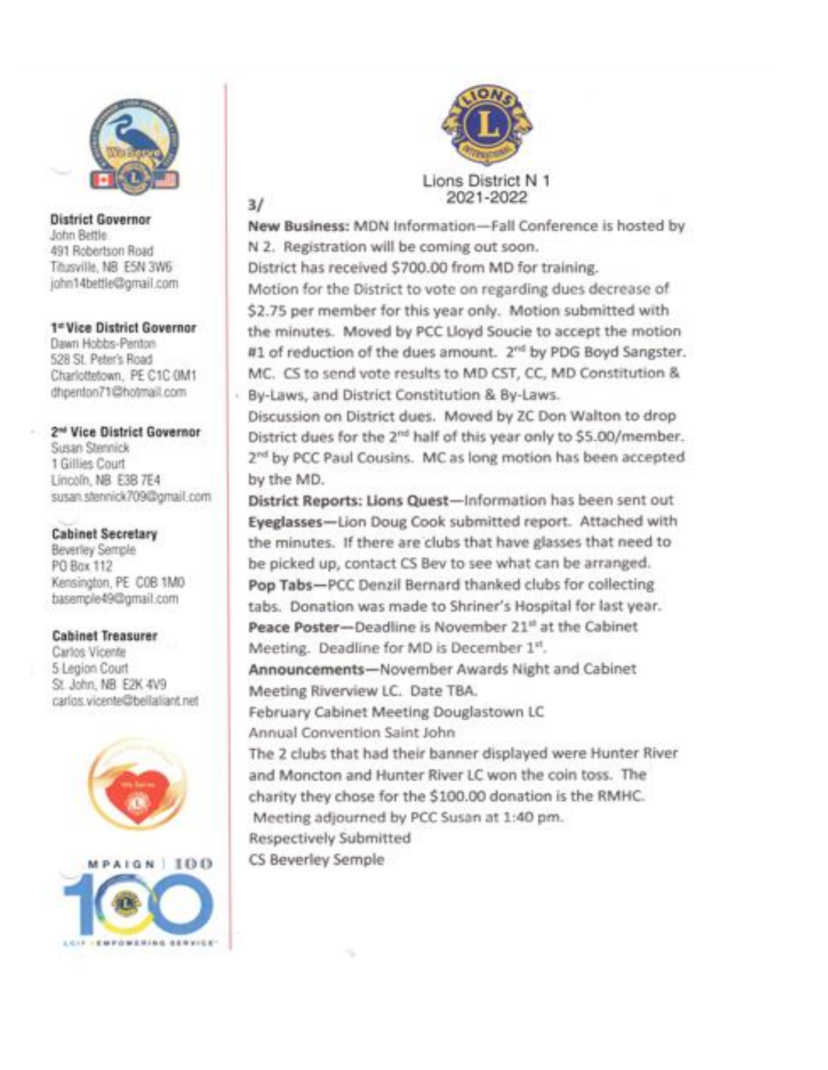Lions District N 1
2021-2022

**District Governor**
John Bettle
491 Robertson Road
Titusville, NB E5N 3W6
john14bettle@gmail.com

**1st Vice District Governor**
Dawn Hobbs-Penton
528 St. Peter's Road
Charlottetown, PE C1C 0M1
dhpenton71@hotmail.com

**2nd Vice District Governor**
Susan Stennick
1 Gillies Court
Lincoln, NB E3B 7E4
susan.stennick709@gmail.com

**Cabinet Secretary**
Beverley Semple
PO Box 112
Kensington, PE C0B 1M0
basemple49@gmail.com

**Cabinet Treasurer**
Carlos Vicente
5 Legion Court
St. John, NB E2K 4V9
carlos.vicente@bellaliant.net

3/

**New Business:** MDN Information—Fall Conference is hosted by N 2. Registration will be coming out soon.

District has received $700.00 from MD for training.

Motion for the District to vote on regarding dues decrease of $2.75 per member for this year only. Motion submitted with the minutes. Moved by PCC Lloyd Soucie to accept the motion #1 of reduction of the dues amount. 2nd by PDG Boyd Sangster. MC. CS to send vote results to MD CST, CC, MD Constitution & By-Laws, and District Constitution & By-Laws.

Discussion on District dues. Moved by ZC Don Walton to drop District dues for the 2nd half of this year only to $5.00/member. 2nd by PCC Paul Cousins. MC as long motion has been accepted by the MD.

**District Reports: Lions Quest**—Information has been sent out

**Eyeglasses**—Lion Doug Cook submitted report. Attached with the minutes. If there are clubs that have glasses that need to be picked up, contact CS Bev to see what can be arranged.

**Pop Tabs**—PCC Denzil Bernard thanked clubs for collecting tabs. Donation was made to Shriner's Hospital for last year.

**Peace Poster**—Deadline is November 21st at the Cabinet Meeting. Deadline for MD is December 1st.

**Announcements**—November Awards Night and Cabinet Meeting Riverview LC. Date TBA.

February Cabinet Meeting Douglastown LC

Annual Convention Saint John

The 2 clubs that had their banner displayed were Hunter River and Moncton and Hunter River LC won the coin toss. The charity they chose for the $100.00 donation is the RMHC.

Meeting adjourned by PCC Susan at 1:40 pm.

Respectively Submitted

CS Beverley Semple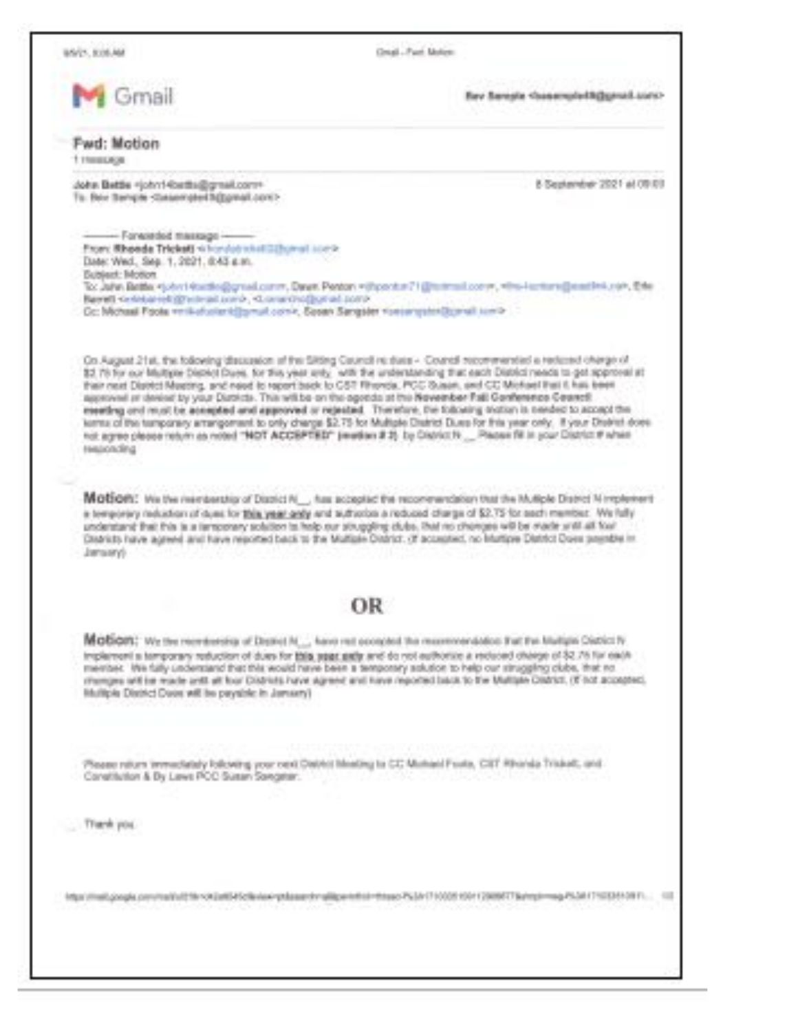# Gmail

Bev Sample <bsample48@gmail.com>

## Fwd: Motion

1 message

John Battle <john14battle@gmail.com>
To: Bev Sample <bsample48@gmail.com>

8 September 2021 at 09:03

---------- Forwarded message ----------
From: **Rhonda Trickett** <rhondatrickett3@gmail.com>
Date: Wed., Sep. 1, 2021, 8:43 a.m.
Subject: Motion
To: John Battle <john14battle@gmail.com>, Dawn Penton <dhpenton71@hotmail.com>, <the-lionsn@eastlink.com>, Ede Barrett <edebarrett@hotmail.com>, <Lionsmtn@gmail.com>
Cc: Michael Foote <mikefootend@gmail.com>, Susan Sangster <susangster@gmail.com>

On August 21st, the following discussion of the Sitting Council re dues - Council recommended a reduced charge of $2.75 for our Multiple District Dues, for this year only, with the understanding that each District needs to get approval at their next District Meeting, and need to report back to CST Rhonda, PCC Susan, and CC Michael that it has been approved or denied by your Districts. This will be on the agenda at the **November Fall Conference Council meeting** and must be **accepted and approved** or **rejected**. Therefore, the following motion is needed to accept the terms of the temporary arrangement to only charge $2.75 for Multiple District Dues for this year only. If your District does not agree please return as noted "**NOT ACCEPTED**" **(motion # 2)** by District N __ Please fill in your District # when responding.

**Motion:** We the membership of District N__ has accepted the recommendation that the Multiple District N implement a temporary reduction of dues for **this year only** and authorize a reduced charge of $2.75 for each member. We fully understand that this is a temporary solution to help our struggling clubs, that no changes will be made until all four Districts have agreed and have reported back to the Multiple District. (If accepted, no Multiple District Dues payable in January)

## OR

**Motion:** We the membership of District N__ have not accepted the recommendation that the Multiple District N implement a temporary reduction of dues for **this year only** and do not authorize a reduced charge of $2.75 for each member. We fully understand that this would have been a temporary solution to help our struggling clubs, that no changes will be made until all four Districts have agreed and have reported back to the Multiple District. (If not accepted, Multiple District Dues will be payable in January)

Please return immediately following your next District Meeting to CC Michael Foote, CST Rhonda Trickett, and Constitution & By Laws PCC Susan Sangster.

Thank you.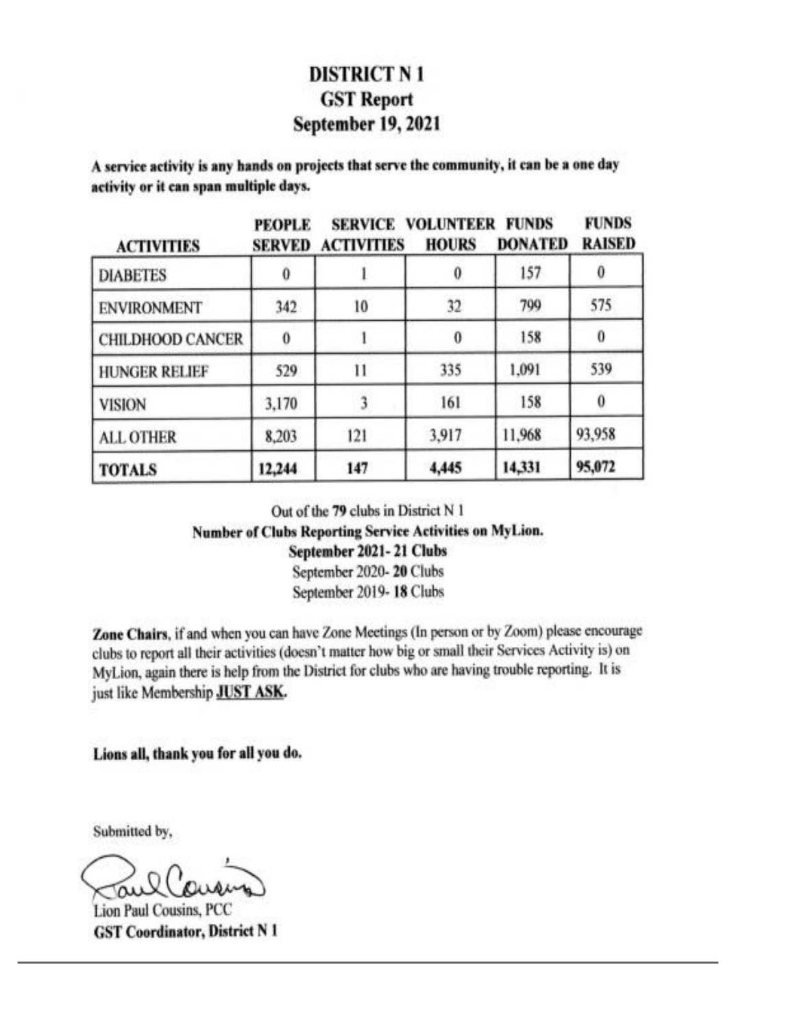# DISTRICT N 1
## GST Report
## September 19, 2021

**A service activity is any hands on projects that serve the community, it can be a one day activity or it can span multiple days.**

| ACTIVITIES | PEOPLE SERVED | SERVICE ACTIVITIES | VOLUNTEER HOURS | FUNDS DONATED | FUNDS RAISED |
|---|---|---|---|---|---|
| DIABETES | 0 | 1 | 0 | 157 | 0 |
| ENVIRONMENT | 342 | 10 | 32 | 799 | 575 |
| CHILDHOOD CANCER | 0 | 1 | 0 | 158 | 0 |
| HUNGER RELIEF | 529 | 11 | 335 | 1,091 | 539 |
| VISION | 3,170 | 3 | 161 | 158 | 0 |
| ALL OTHER | 8,203 | 121 | 3,917 | 11,968 | 93,958 |
| **TOTALS** | **12,244** | **147** | **4,445** | **14,331** | **95,072** |

Out of the **79** clubs in District N 1
**Number of Clubs Reporting Service Activities on MyLion.**
**September 2021- 21 Clubs**
September 2020- **20** Clubs
September 2019- **18** Clubs

**Zone Chairs**, if and when you can have Zone Meetings (In person or by Zoom) please encourage clubs to report all their activities (doesn't matter how big or small their Services Activity is) on MyLion, again there is help from the District for clubs who are having trouble reporting. It is just like Membership **JUST ASK.**

**Lions all, thank you for all you do.**

Submitted by,

Lion Paul Cousins, PCC
**GST Coordinator, District N 1**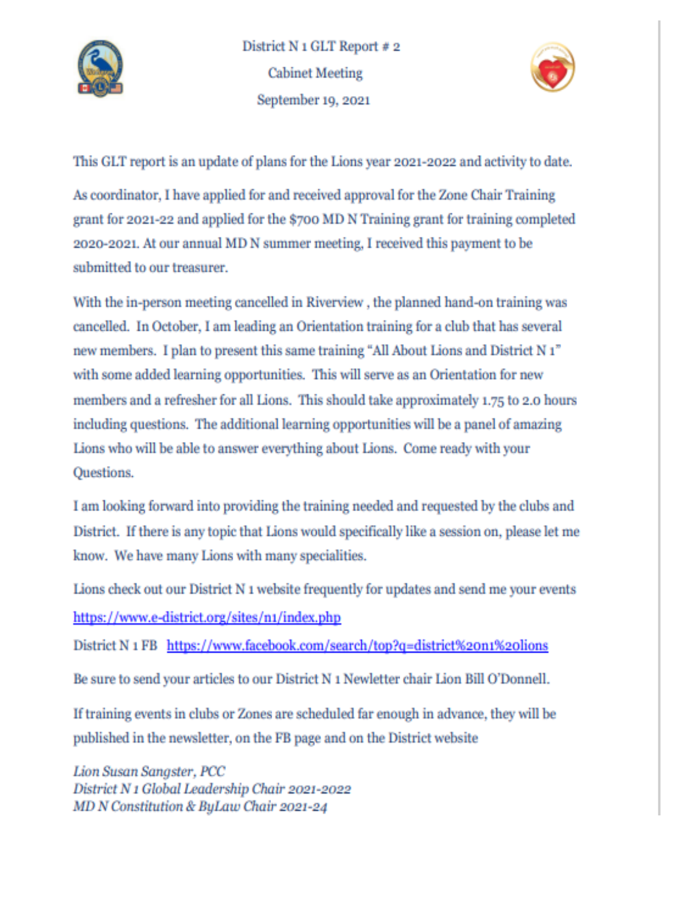District N 1 GLT Report # 2

Cabinet Meeting

September 19, 2021

This GLT report is an update of plans for the Lions year 2021-2022 and activity to date.

As coordinator, I have applied for and received approval for the Zone Chair Training grant for 2021-22 and applied for the $700 MD N Training grant for training completed 2020-2021. At our annual MD N summer meeting, I received this payment to be submitted to our treasurer.

With the in-person meeting cancelled in Riverview , the planned hand-on training was cancelled. In October, I am leading an Orientation training for a club that has several new members. I plan to present this same training "All About Lions and District N 1" with some added learning opportunities. This will serve as an Orientation for new members and a refresher for all Lions. This should take approximately 1.75 to 2.0 hours including questions. The additional learning opportunities will be a panel of amazing Lions who will be able to answer everything about Lions. Come ready with your Questions.

I am looking forward into providing the training needed and requested by the clubs and District. If there is any topic that Lions would specifically like a session on, please let me know. We have many Lions with many specialities.

Lions check out our District N 1 website frequently for updates and send me your events

https://www.e-district.org/sites/n1/index.php

District N 1 FB https://www.facebook.com/search/top?q=district%20n1%20lions

Be sure to send your articles to our District N 1 Newletter chair Lion Bill O'Donnell.

If training events in clubs or Zones are scheduled far enough in advance, they will be published in the newsletter, on the FB page and on the District website

*Lion Susan Sangster, PCC*
*District N 1 Global Leadership Chair 2021-2022*
*MD N Constitution & ByLaw Chair 2021-24*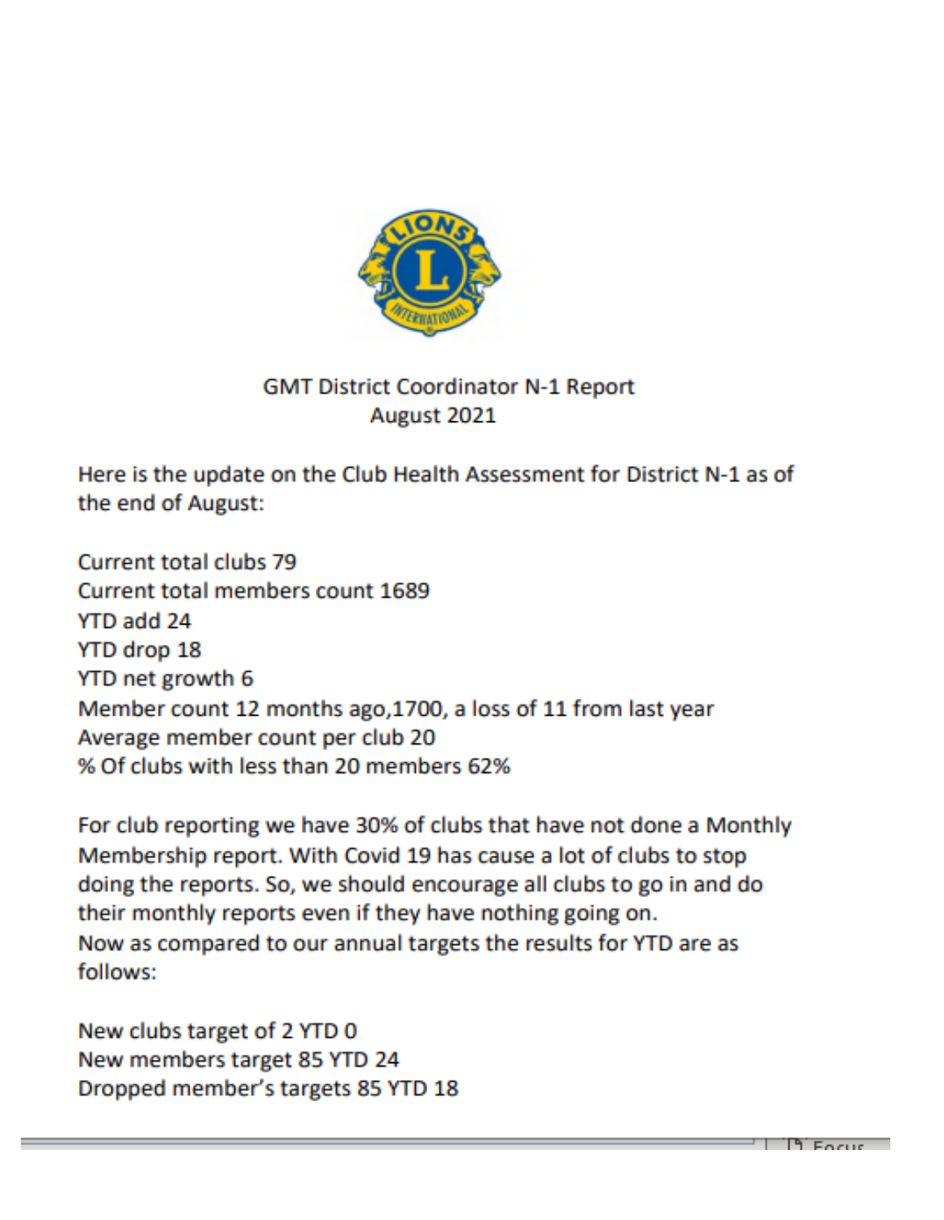GMT District Coordinator N-1 Report
August 2021

Here is the update on the Club Health Assessment for District N-1 as of the end of August:

Current total clubs 79
Current total members count 1689
YTD add 24
YTD drop 18
YTD net growth 6
Member count 12 months ago,1700, a loss of 11 from last year
Average member count per club 20
% Of clubs with less than 20 members 62%

For club reporting we have 30% of clubs that have not done a Monthly Membership report. With Covid 19 has cause a lot of clubs to stop doing the reports. So, we should encourage all clubs to go in and do their monthly reports even if they have nothing going on.
Now as compared to our annual targets the results for YTD are as follows:

New clubs target of 2 YTD 0
New members target 85 YTD 24
Dropped member's targets 85 YTD 18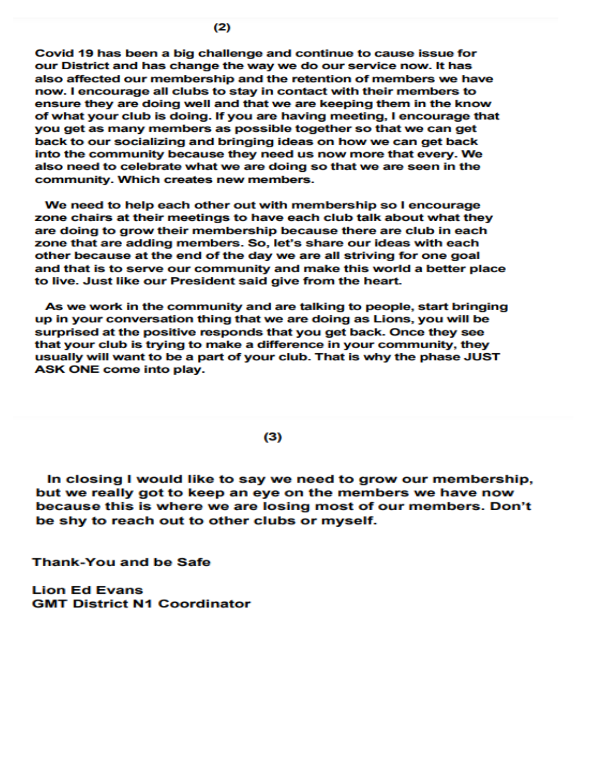**Covid 19 has been a big challenge and continue to cause issue for our District and has change the way we do our service now. It has also affected our membership and the retention of members we have now. I encourage all clubs to stay in contact with their members to ensure they are doing well and that we are keeping them in the know of what your club is doing. If you are having meeting, I encourage that you get as many members as possible together so that we can get back to our socializing and bringing ideas on how we can get back into the community because they need us now more that every. We also need to celebrate what we are doing so that we are seen in the community. Which creates new members.**

**We need to help each other out with membership so I encourage zone chairs at their meetings to have each club talk about what they are doing to grow their membership because there are club in each zone that are adding members. So, let's share our ideas with each other because at the end of the day we are all striving for one goal and that is to serve our community and make this world a better place to live. Just like our President said give from the heart.**

**As we work in the community and are talking to people, start bringing up in your conversation thing that we are doing as Lions, you will be surprised at the positive responds that you get back. Once they see that your club is trying to make a difference in your community, they usually will want to be a part of your club. That is why the phase JUST ASK ONE come into play.**

**In closing I would like to say we need to grow our membership, but we really got to keep an eye on the members we have now because this is where we are losing most of our members. Don't be shy to reach out to other clubs or myself.**

**Thank-You and be Safe**

**Lion Ed Evans**
**GMT District N1 Coordinator**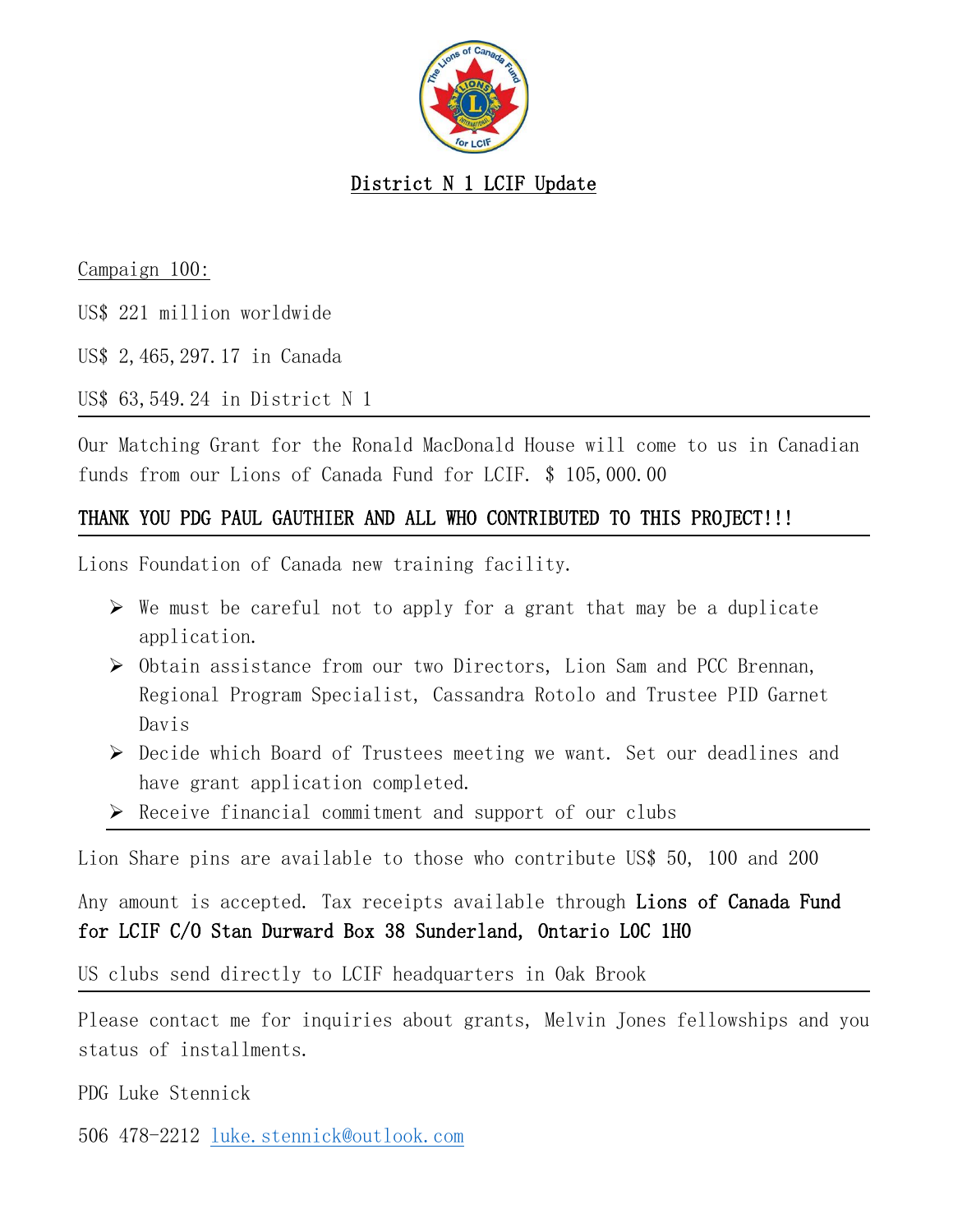# District N 1 LCIF Update

Campaign 100:

US$ 221 million worldwide

US$ 2,465,297.17 in Canada

US$ 63,549.24 in District N 1

---

Our Matching Grant for the Ronald MacDonald House will come to us in Canadian funds from our Lions of Canada Fund for LCIF. $ 105,000.00

**THANK YOU PDG PAUL GAUTHIER AND ALL WHO CONTRIBUTED TO THIS PROJECT!!!**

---

Lions Foundation of Canada new training facility.

- We must be careful not to apply for a grant that may be a duplicate application.
- Obtain assistance from our two Directors, Lion Sam and PCC Brennan, Regional Program Specialist, Cassandra Rotolo and Trustee PID Garnet Davis
- Decide which Board of Trustees meeting we want. Set our deadlines and have grant application completed.
- Receive financial commitment and support of our clubs

---

Lion Share pins are available to those who contribute US$ 50, 100 and 200

Any amount is accepted. Tax receipts available through **Lions of Canada Fund for LCIF C/O Stan Durward Box 38 Sunderland, Ontario L0C 1H0**

US clubs send directly to LCIF headquarters in Oak Brook

---

Please contact me for inquiries about grants, Melvin Jones fellowships and you status of installments.

PDG Luke Stennick

506 478-2212 luke.stennick@outlook.com